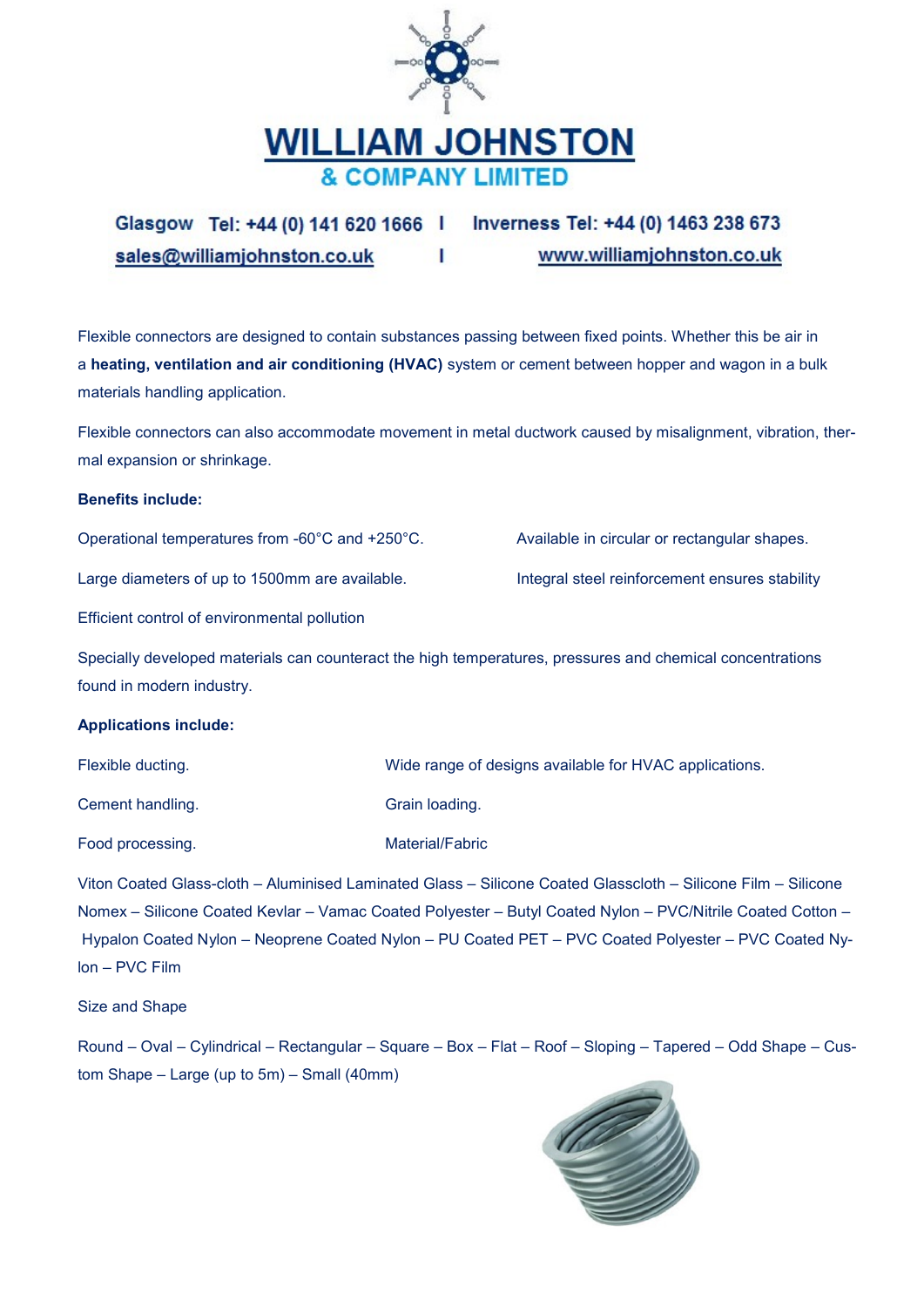# WILLIAM JOHNSTON
## & COMPANY LIMITED

Glasgow Tel: +44 (0) 141 620 1666 | Inverness Tel: +44 (0) 1463 238 673
sales@williamjohnston.co.uk | www.williamjohnston.co.uk

Flexible connectors are designed to contain substances passing between fixed points. Whether this be air in a **heating, ventilation and air conditioning (HVAC)** system or cement between hopper and wagon in a bulk materials handling application.

Flexible connectors can also accommodate movement in metal ductwork caused by misalignment, vibration, thermal expansion or shrinkage.

**Benefits include:**

Operational temperatures from -60°C and +250°C.

Available in circular or rectangular shapes.

Large diameters of up to 1500mm are available.

Integral steel reinforcement ensures stability

Efficient control of environmental pollution

Specially developed materials can counteract the high temperatures, pressures and chemical concentrations found in modern industry.

**Applications include:**

Flexible ducting.

Wide range of designs available for HVAC applications.

Cement handling.

Grain loading.

Food processing.

Material/Fabric

Viton Coated Glass-cloth – Aluminised Laminated Glass – Silicone Coated Glasscloth – Silicone Film – Silicone Nomex – Silicone Coated Kevlar – Vamac Coated Polyester – Butyl Coated Nylon – PVC/Nitrile Coated Cotton – Hypalon Coated Nylon – Neoprene Coated Nylon – PU Coated PET – PVC Coated Polyester – PVC Coated Nylon – PVC Film

Size and Shape

Round – Oval – Cylindrical – Rectangular – Square – Box – Flat – Roof – Sloping – Tapered – Odd Shape – Custom Shape – Large (up to 5m) – Small (40mm)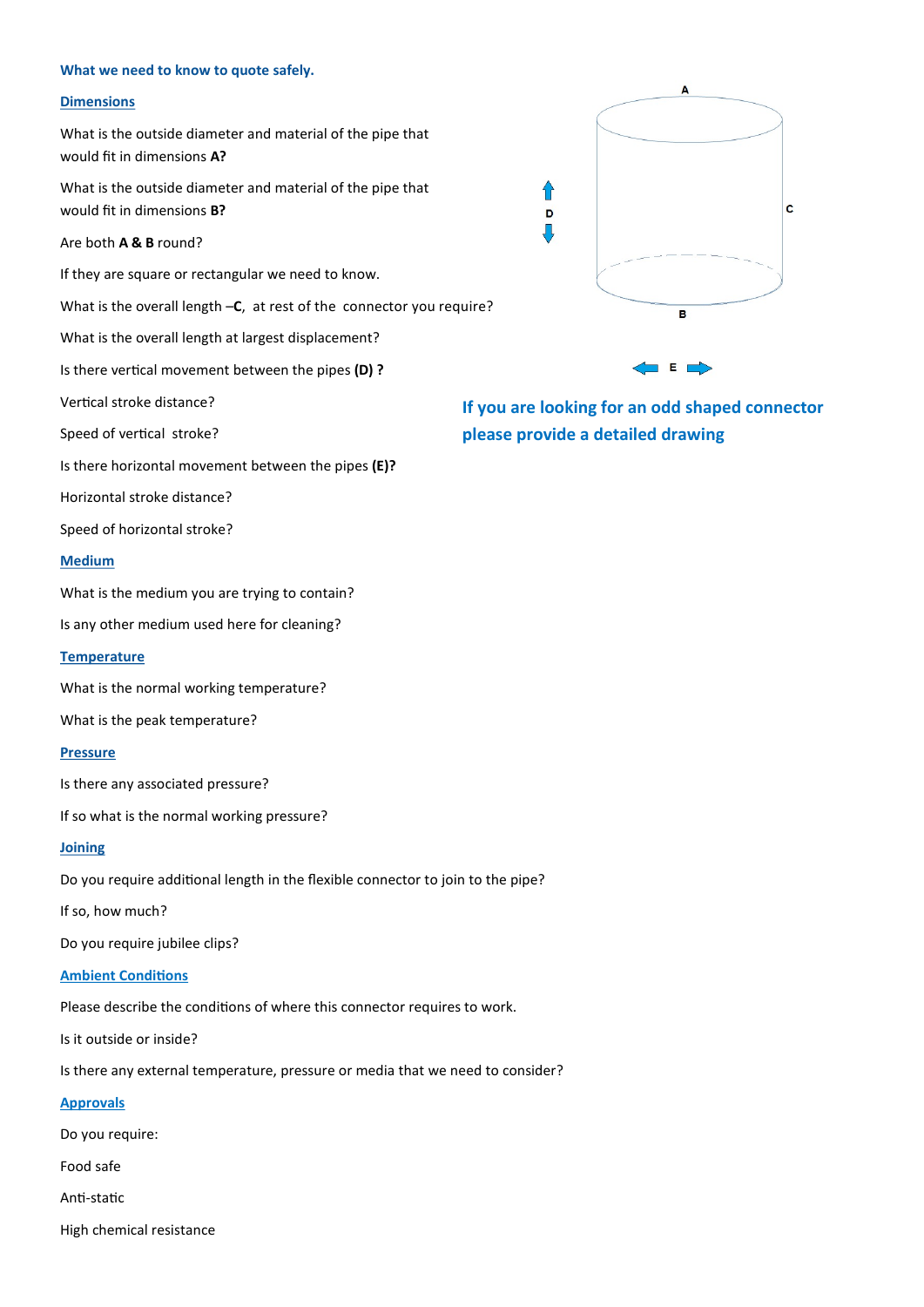**What we need to know to quote safely.**

**Dimensions**

What is the outside diameter and material of the pipe that would fit in dimensions **A?**

What is the outside diameter and material of the pipe that would fit in dimensions **B?**

Are both **A & B** round?

If they are square or rectangular we need to know.

What is the overall length –**C**, at rest of the connector you require?

What is the overall length at largest displacement?

Is there vertical movement between the pipes **(D) ?**

Vertical stroke distance?

Speed of vertical stroke?

Is there horizontal movement between the pipes **(E)?**

Horizontal stroke distance?

Speed of horizontal stroke?

**If you are looking for an odd shaped connector please provide a detailed drawing**

**Medium**

What is the medium you are trying to contain?

Is any other medium used here for cleaning?

**Temperature**

What is the normal working temperature?

What is the peak temperature?

**Pressure**

Is there any associated pressure?

If so what is the normal working pressure?

**Joining**

Do you require additional length in the flexible connector to join to the pipe?

If so, how much?

Do you require jubilee clips?

**Ambient Conditions**

Please describe the conditions of where this connector requires to work.

Is it outside or inside?

Is there any external temperature, pressure or media that we need to consider?

**Approvals**

Do you require:

Food safe

Anti-static

High chemical resistance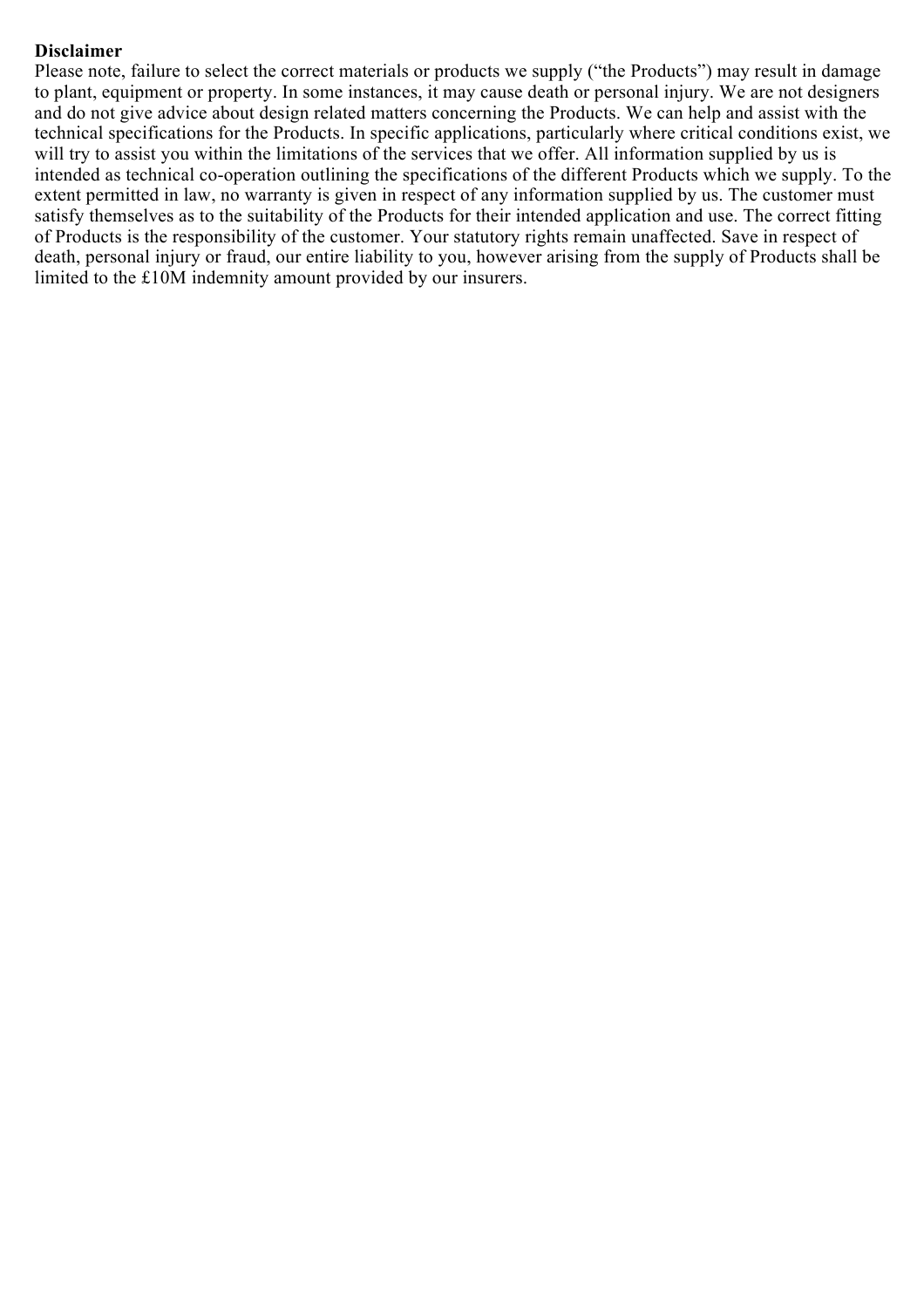**Disclaimer**

Please note, failure to select the correct materials or products we supply ("the Products") may result in damage to plant, equipment or property. In some instances, it may cause death or personal injury. We are not designers and do not give advice about design related matters concerning the Products. We can help and assist with the technical specifications for the Products. In specific applications, particularly where critical conditions exist, we will try to assist you within the limitations of the services that we offer. All information supplied by us is intended as technical co-operation outlining the specifications of the different Products which we supply. To the extent permitted in law, no warranty is given in respect of any information supplied by us. The customer must satisfy themselves as to the suitability of the Products for their intended application and use. The correct fitting of Products is the responsibility of the customer. Your statutory rights remain unaffected. Save in respect of death, personal injury or fraud, our entire liability to you, however arising from the supply of Products shall be limited to the £10M indemnity amount provided by our insurers.